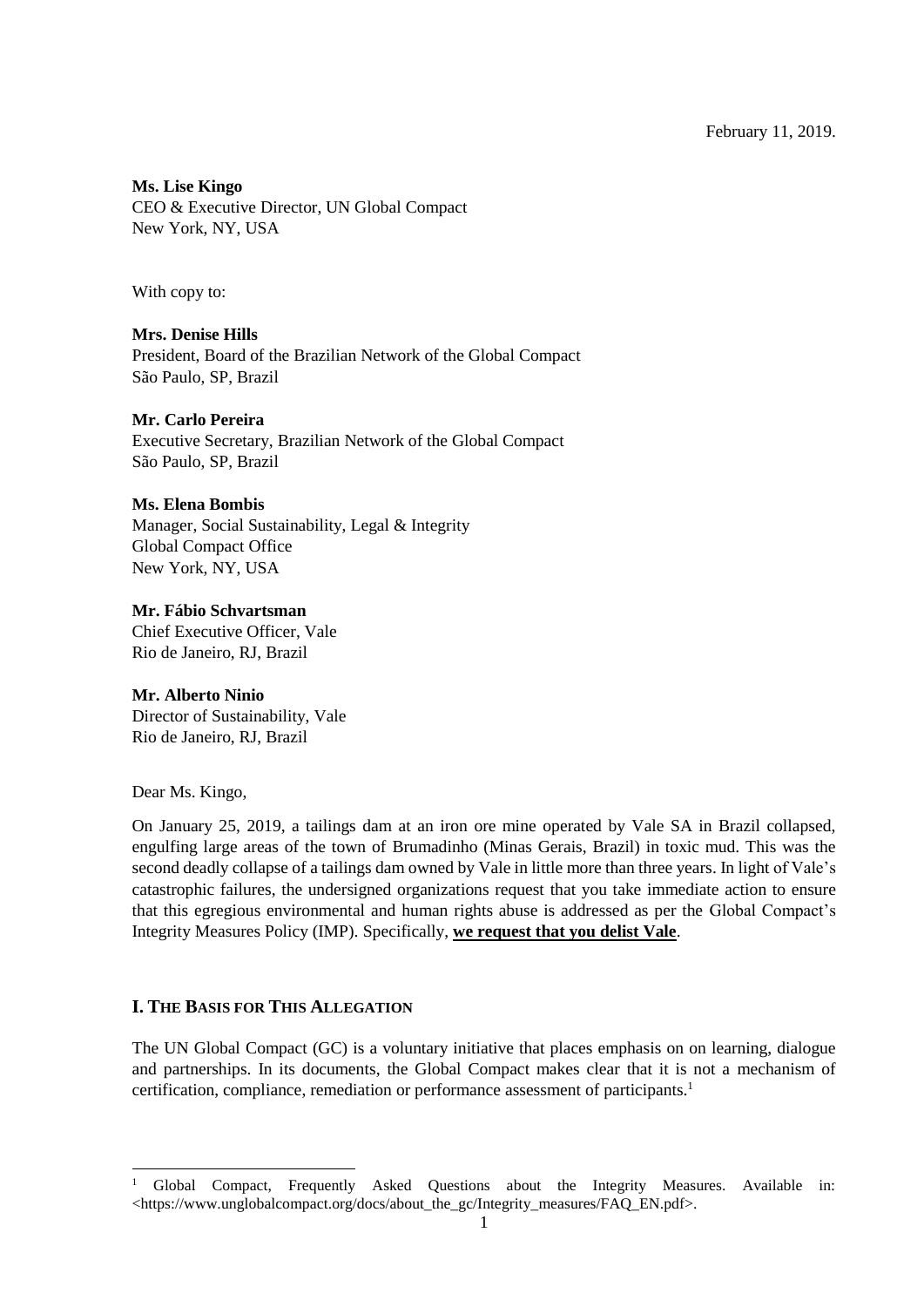February 11, 2019.

**Ms. Lise Kingo**
CEO & Executive Director, UN Global Compact
New York, NY, USA

With copy to:

**Mrs. Denise Hills**
President, Board of the Brazilian Network of the Global Compact
São Paulo, SP, Brazil

**Mr. Carlo Pereira**
Executive Secretary, Brazilian Network of the Global Compact
São Paulo, SP, Brazil

**Ms. Elena Bombis**
Manager, Social Sustainability, Legal & Integrity
Global Compact Office
New York, NY, USA

**Mr. Fábio Schvartsman**
Chief Executive Officer, Vale
Rio de Janeiro, RJ, Brazil

**Mr. Alberto Ninio**
Director of Sustainability, Vale
Rio de Janeiro, RJ, Brazil

Dear Ms. Kingo,

On January 25, 2019, a tailings dam at an iron ore mine operated by Vale SA in Brazil collapsed, engulfing large areas of the town of Brumadinho (Minas Gerais, Brazil) in toxic mud. This was the second deadly collapse of a tailings dam owned by Vale in little more than three years. In light of Vale's catastrophic failures, the undersigned organizations request that you take immediate action to ensure that this egregious environmental and human rights abuse is addressed as per the Global Compact's Integrity Measures Policy (IMP). Specifically, **we request that you delist Vale**.

## I. The Basis for This Allegation

The UN Global Compact (GC) is a voluntary initiative that places emphasis on on learning, dialogue and partnerships. In its documents, the Global Compact makes clear that it is not a mechanism of certification, compliance, remediation or performance assessment of participants.[1]

[1] Global Compact, Frequently Asked Questions about the Integrity Measures. Available in: <https://www.unglobalcompact.org/docs/about_the_gc/Integrity_measures/FAQ_EN.pdf>.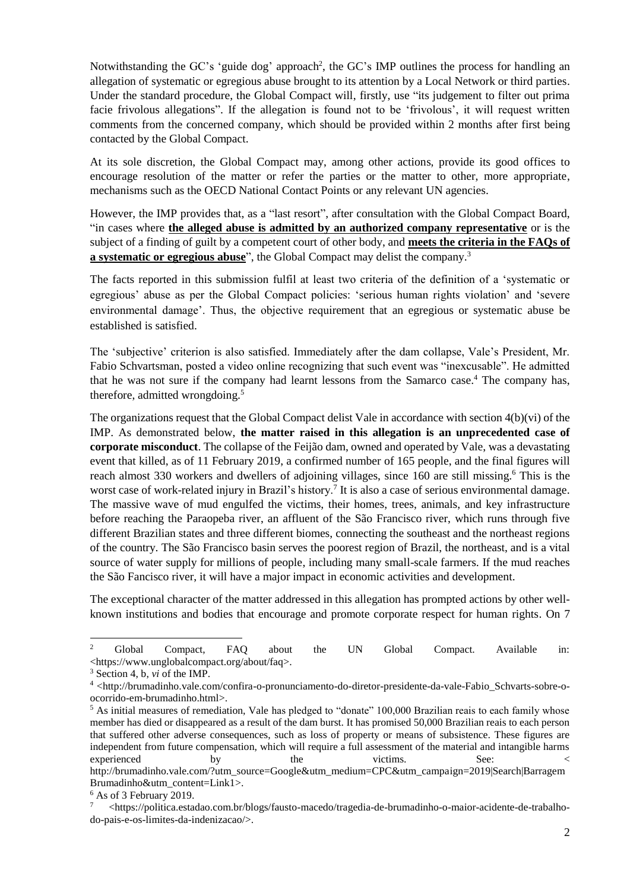Notwithstanding the GC's 'guide dog' approach[2], the GC's IMP outlines the process for handling an allegation of systematic or egregious abuse brought to its attention by a Local Network or third parties. Under the standard procedure, the Global Compact will, firstly, use "its judgement to filter out prima facie frivolous allegations". If the allegation is found not to be 'frivolous', it will request written comments from the concerned company, which should be provided within 2 months after first being contacted by the Global Compact.

At its sole discretion, the Global Compact may, among other actions, provide its good offices to encourage resolution of the matter or refer the parties or the matter to other, more appropriate, mechanisms such as the OECD National Contact Points or any relevant UN agencies.

However, the IMP provides that, as a "last resort", after consultation with the Global Compact Board, "in cases where **the alleged abuse is admitted by an authorized company representative** or is the subject of a finding of guilt by a competent court of other body, and **meets the criteria in the FAQs of a systematic or egregious abuse**", the Global Compact may delist the company.[3]

The facts reported in this submission fulfil at least two criteria of the definition of a 'systematic or egregious' abuse as per the Global Compact policies: 'serious human rights violation' and 'severe environmental damage'. Thus, the objective requirement that an egregious or systematic abuse be established is satisfied.

The 'subjective' criterion is also satisfied. Immediately after the dam collapse, Vale's President, Mr. Fabio Schvartsman, posted a video online recognizing that such event was "inexcusable". He admitted that he was not sure if the company had learnt lessons from the Samarco case.[4] The company has, therefore, admitted wrongdoing.[5]

The organizations request that the Global Compact delist Vale in accordance with section 4(b)(vi) of the IMP. As demonstrated below, **the matter raised in this allegation is an unprecedented case of corporate misconduct**. The collapse of the Feijão dam, owned and operated by Vale, was a devastating event that killed, as of 11 February 2019, a confirmed number of 165 people, and the final figures will reach almost 330 workers and dwellers of adjoining villages, since 160 are still missing.[6] This is the worst case of work-related injury in Brazil's history.[7] It is also a case of serious environmental damage. The massive wave of mud engulfed the victims, their homes, trees, animals, and key infrastructure before reaching the Paraopeba river, an affluent of the São Francisco river, which runs through five different Brazilian states and three different biomes, connecting the southeast and the northeast regions of the country. The São Francisco basin serves the poorest region of Brazil, the northeast, and is a vital source of water supply for millions of people, including many small-scale farmers. If the mud reaches the São Fancisco river, it will have a major impact in economic activities and development.

The exceptional character of the matter addressed in this allegation has prompted actions by other well-known institutions and bodies that encourage and promote corporate respect for human rights. On 7

---

[2] Global Compact, FAQ about the UN Global Compact. Available in: <https://www.unglobalcompact.org/about/faq>.

[3] Section 4, b, *vi* of the IMP.

[4] <http://brumadinho.vale.com/confira-o-pronunciamento-do-diretor-presidente-da-vale-Fabio_Schvarts-sobre-o-ocorrido-em-brumadinho.html>.

[5] As initial measures of remediation, Vale has pledged to "donate" 100,000 Brazilian reais to each family whose member has died or disappeared as a result of the dam burst. It has promised 50,000 Brazilian reais to each person that suffered other adverse consequences, such as loss of property or means of subsistence. These figures are independent from future compensation, which will require a full assessment of the material and intangible harms experienced by the victims. See: < http://brumadinho.vale.com/?utm_source=Google&utm_medium=CPC&utm_campaign=2019|Search|Barragem Brumadinho&utm_content=Link1>.

[6] As of 3 February 2019.

[7] <https://politica.estadao.com.br/blogs/fausto-macedo/tragedia-de-brumadinho-o-maior-acidente-de-trabalho-do-pais-e-os-limites-da-indenizacao/>.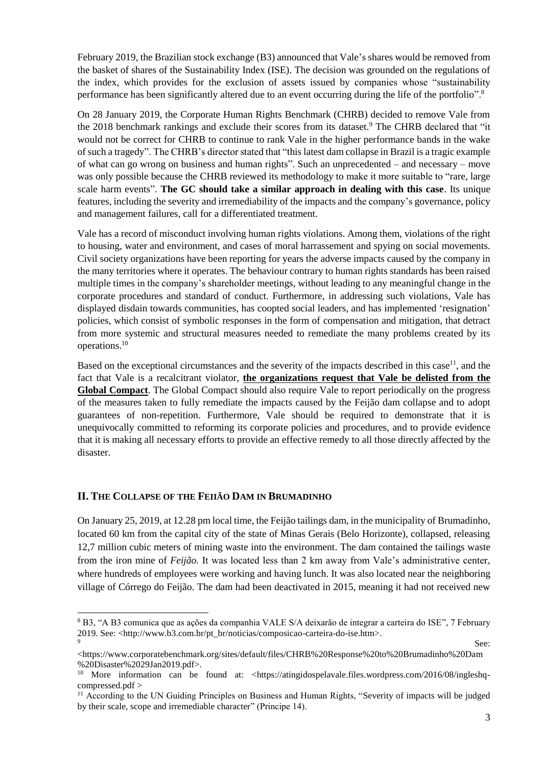February 2019, the Brazilian stock exchange (B3) announced that Vale's shares would be removed from the basket of shares of the Sustainability Index (ISE). The decision was grounded on the regulations of the index, which provides for the exclusion of assets issued by companies whose "sustainability performance has been significantly altered due to an event occurring during the life of the portfolio".[8]

On 28 January 2019, the Corporate Human Rights Benchmark (CHRB) decided to remove Vale from the 2018 benchmark rankings and exclude their scores from its dataset.[9] The CHRB declared that "it would not be correct for CHRB to continue to rank Vale in the higher performance bands in the wake of such a tragedy". The CHRB's director stated that "this latest dam collapse in Brazil is a tragic example of what can go wrong on business and human rights". Such an unprecedented – and necessary – move was only possible because the CHRB reviewed its methodology to make it more suitable to "rare, large scale harm events". **The GC should take a similar approach in dealing with this case**. Its unique features, including the severity and irremediability of the impacts and the company's governance, policy and management failures, call for a differentiated treatment.

Vale has a record of misconduct involving human rights violations. Among them, violations of the right to housing, water and environment, and cases of moral harrassement and spying on social movements. Civil society organizations have been reporting for years the adverse impacts caused by the company in the many territories where it operates. The behaviour contrary to human rights standards has been raised multiple times in the company's shareholder meetings, without leading to any meaningful change in the corporate procedures and standard of conduct. Furthermore, in addressing such violations, Vale has displayed disdain towards communities, has coopted social leaders, and has implemented 'resignation' policies, which consist of symbolic responses in the form of compensation and mitigation, that detract from more systemic and structural measures needed to remediate the many problems created by its operations.[10]

Based on the exceptional circumstances and the severity of the impacts described in this case[11], and the fact that Vale is a recalcitrant violator, **the organizations request that Vale be delisted from the Global Compact**. The Global Compact should also require Vale to report periodically on the progress of the measures taken to fully remediate the impacts caused by the Feijão dam collapse and to adopt guarantees of non-repetition. Furthermore, Vale should be required to demonstrate that it is unequivocally committed to reforming its corporate policies and procedures, and to provide evidence that it is making all necessary efforts to provide an effective remedy to all those directly affected by the disaster.

## II. THE COLLAPSE OF THE FEIJÃO DAM IN BRUMADINHO

On January 25, 2019, at 12.28 pm local time, the Feijão tailings dam, in the municipality of Brumadinho, located 60 km from the capital city of the state of Minas Gerais (Belo Horizonte), collapsed, releasing 12,7 million cubic meters of mining waste into the environment. The dam contained the tailings waste from the iron mine of *Feijão.* It was located less than 2 km away from Vale's administrative center, where hundreds of employees were working and having lunch. It was also located near the neighboring village of Córrego do Feijão. The dam had been deactivated in 2015, meaning it had not received new

---

[8] B3, "A B3 comunica que as ações da companhia VALE S/A deixarão de integrar a carteira do ISE", 7 February 2019. See: <http://www.b3.com.br/pt_br/noticias/composicao-carteira-do-ise.htm>.

[9] See: <https://www.corporatebenchmark.org/sites/default/files/CHRB%20Response%20to%20Brumadinho%20Dam%20Disaster%2029Jan2019.pdf>.

[10] More information can be found at: <https://atingidospelavale.files.wordpress.com/2016/08/ingleshq-compressed.pdf >

[11] According to the UN Guiding Principles on Business and Human Rights, "Severity of impacts will be judged by their scale, scope and irremediable character" (Principe 14).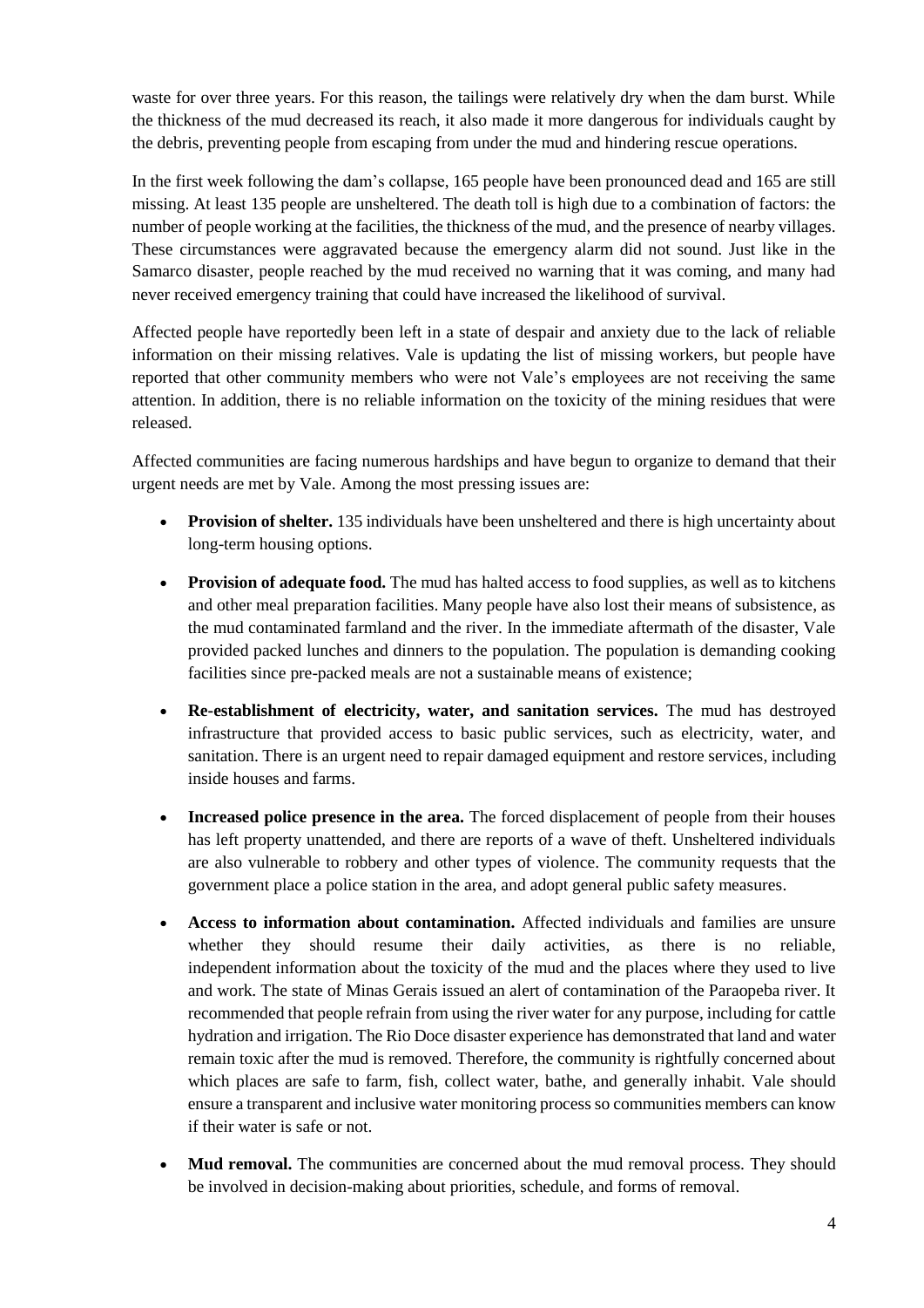waste for over three years. For this reason, the tailings were relatively dry when the dam burst. While the thickness of the mud decreased its reach, it also made it more dangerous for individuals caught by the debris, preventing people from escaping from under the mud and hindering rescue operations.

In the first week following the dam's collapse, 165 people have been pronounced dead and 165 are still missing. At least 135 people are unsheltered. The death toll is high due to a combination of factors: the number of people working at the facilities, the thickness of the mud, and the presence of nearby villages. These circumstances were aggravated because the emergency alarm did not sound. Just like in the Samarco disaster, people reached by the mud received no warning that it was coming, and many had never received emergency training that could have increased the likelihood of survival.

Affected people have reportedly been left in a state of despair and anxiety due to the lack of reliable information on their missing relatives. Vale is updating the list of missing workers, but people have reported that other community members who were not Vale's employees are not receiving the same attention. In addition, there is no reliable information on the toxicity of the mining residues that were released.

Affected communities are facing numerous hardships and have begun to organize to demand that their urgent needs are met by Vale. Among the most pressing issues are:

- **Provision of shelter.** 135 individuals have been unsheltered and there is high uncertainty about long-term housing options.
- **Provision of adequate food.** The mud has halted access to food supplies, as well as to kitchens and other meal preparation facilities. Many people have also lost their means of subsistence, as the mud contaminated farmland and the river. In the immediate aftermath of the disaster, Vale provided packed lunches and dinners to the population. The population is demanding cooking facilities since pre-packed meals are not a sustainable means of existence;
- **Re-establishment of electricity, water, and sanitation services.** The mud has destroyed infrastructure that provided access to basic public services, such as electricity, water, and sanitation. There is an urgent need to repair damaged equipment and restore services, including inside houses and farms.
- **Increased police presence in the area.** The forced displacement of people from their houses has left property unattended, and there are reports of a wave of theft. Unsheltered individuals are also vulnerable to robbery and other types of violence. The community requests that the government place a police station in the area, and adopt general public safety measures.
- **Access to information about contamination.** Affected individuals and families are unsure whether they should resume their daily activities, as there is no reliable, independent information about the toxicity of the mud and the places where they used to live and work. The state of Minas Gerais issued an alert of contamination of the Paraopeba river. It recommended that people refrain from using the river water for any purpose, including for cattle hydration and irrigation. The Rio Doce disaster experience has demonstrated that land and water remain toxic after the mud is removed. Therefore, the community is rightfully concerned about which places are safe to farm, fish, collect water, bathe, and generally inhabit. Vale should ensure a transparent and inclusive water monitoring process so communities members can know if their water is safe or not.
- **Mud removal.** The communities are concerned about the mud removal process. They should be involved in decision-making about priorities, schedule, and forms of removal.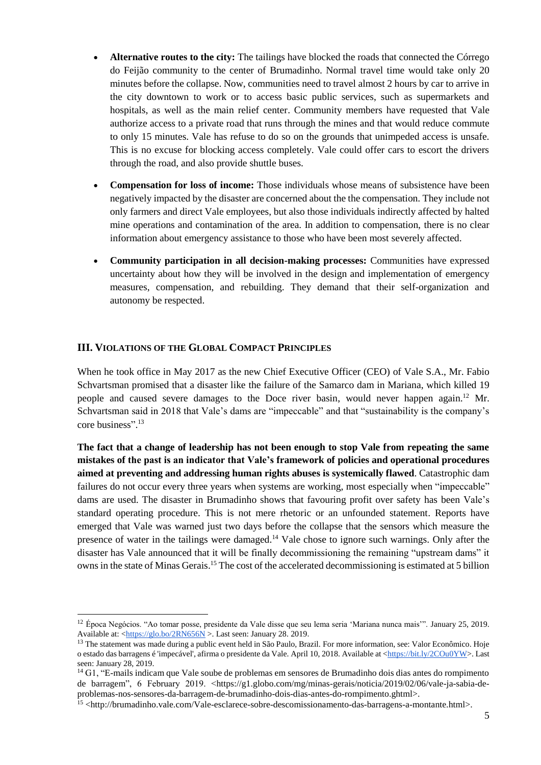- **Alternative routes to the city:** The tailings have blocked the roads that connected the Córrego do Feijão community to the center of Brumadinho. Normal travel time would take only 20 minutes before the collapse. Now, communities need to travel almost 2 hours by car to arrive in the city downtown to work or to access basic public services, such as supermarkets and hospitals, as well as the main relief center. Community members have requested that Vale authorize access to a private road that runs through the mines and that would reduce commute to only 15 minutes. Vale has refuse to do so on the grounds that unimpeded access is unsafe. This is no excuse for blocking access completely. Vale could offer cars to escort the drivers through the road, and also provide shuttle buses.

- **Compensation for loss of income:** Those individuals whose means of subsistence have been negatively impacted by the disaster are concerned about the the compensation. They include not only farmers and direct Vale employees, but also those individuals indirectly affected by halted mine operations and contamination of the area. In addition to compensation, there is no clear information about emergency assistance to those who have been most severely affected.

- **Community participation in all decision-making processes:** Communities have expressed uncertainty about how they will be involved in the design and implementation of emergency measures, compensation, and rebuilding. They demand that their self-organization and autonomy be respected.

## III. Violations of the Global Compact Principles

When he took office in May 2017 as the new Chief Executive Officer (CEO) of Vale S.A., Mr. Fabio Schvartsman promised that a disaster like the failure of the Samarco dam in Mariana, which killed 19 people and caused severe damages to the Doce river basin, would never happen again.[12] Mr. Schvartsman said in 2018 that Vale's dams are "impeccable" and that "sustainability is the company's core business".[13]

**The fact that a change of leadership has not been enough to stop Vale from repeating the same mistakes of the past is an indicator that Vale's framework of policies and operational procedures aimed at preventing and addressing human rights abuses is systemically flawed**. Catastrophic dam failures do not occur every three years when systems are working, most especially when "impeccable" dams are used. The disaster in Brumadinho shows that favouring profit over safety has been Vale's standard operating procedure. This is not mere rhetoric or an unfounded statement. Reports have emerged that Vale was warned just two days before the collapse that the sensors which measure the presence of water in the tailings were damaged.[14] Vale chose to ignore such warnings. Only after the disaster has Vale announced that it will be finally decommissioning the remaining "upstream dams" it owns in the state of Minas Gerais.[15] The cost of the accelerated decommissioning is estimated at 5 billion

---

[12] Época Negócios. "Ao tomar posse, presidente da Vale disse que seu lema seria 'Mariana nunca mais'". January 25, 2019. Available at: <https://glo.bo/2RN656N >. Last seen: January 28. 2019.

[13] The statement was made during a public event held in São Paulo, Brazil. For more information, see: Valor Econômico. Hoje o estado das barragens é 'impecável', afirma o presidente da Vale. April 10, 2018. Available at <https://bit.ly/2COu0YW>. Last seen: January 28, 2019.

[14] G1, "E-mails indicam que Vale soube de problemas em sensores de Brumadinho dois dias antes do rompimento de barragem", 6 February 2019. <https://g1.globo.com/mg/minas-gerais/noticia/2019/02/06/vale-ja-sabia-de-problemas-nos-sensores-da-barragem-de-brumadinho-dois-dias-antes-do-rompimento.ghtml>.

[15] <http://brumadinho.vale.com/Vale-esclarece-sobre-descomissionamento-das-barragens-a-montante.html>.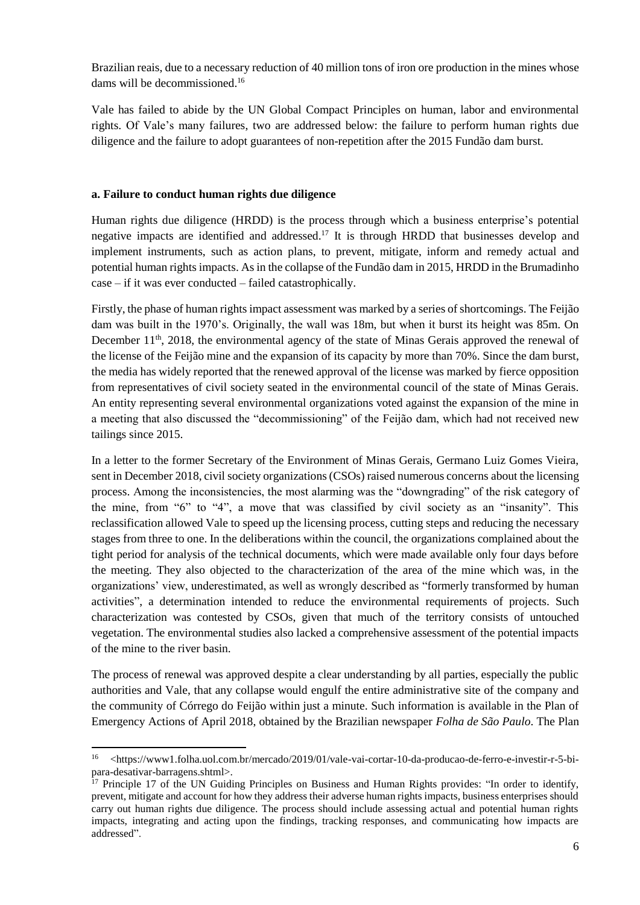Brazilian reais, due to a necessary reduction of 40 million tons of iron ore production in the mines whose dams will be decommissioned.[16]

Vale has failed to abide by the UN Global Compact Principles on human, labor and environmental rights. Of Vale's many failures, two are addressed below: the failure to perform human rights due diligence and the failure to adopt guarantees of non-repetition after the 2015 Fundão dam burst.

### a. Failure to conduct human rights due diligence

Human rights due diligence (HRDD) is the process through which a business enterprise's potential negative impacts are identified and addressed.[17] It is through HRDD that businesses develop and implement instruments, such as action plans, to prevent, mitigate, inform and remedy actual and potential human rights impacts. As in the collapse of the Fundão dam in 2015, HRDD in the Brumadinho case – if it was ever conducted – failed catastrophically.

Firstly, the phase of human rights impact assessment was marked by a series of shortcomings. The Feijão dam was built in the 1970's. Originally, the wall was 18m, but when it burst its height was 85m. On December 11th, 2018, the environmental agency of the state of Minas Gerais approved the renewal of the license of the Feijão mine and the expansion of its capacity by more than 70%. Since the dam burst, the media has widely reported that the renewed approval of the license was marked by fierce opposition from representatives of civil society seated in the environmental council of the state of Minas Gerais. An entity representing several environmental organizations voted against the expansion of the mine in a meeting that also discussed the "decommissioning" of the Feijão dam, which had not received new tailings since 2015.

In a letter to the former Secretary of the Environment of Minas Gerais, Germano Luiz Gomes Vieira, sent in December 2018, civil society organizations (CSOs) raised numerous concerns about the licensing process. Among the inconsistencies, the most alarming was the "downgrading" of the risk category of the mine, from "6" to "4", a move that was classified by civil society as an "insanity". This reclassification allowed Vale to speed up the licensing process, cutting steps and reducing the necessary stages from three to one. In the deliberations within the council, the organizations complained about the tight period for analysis of the technical documents, which were made available only four days before the meeting. They also objected to the characterization of the area of the mine which was, in the organizations' view, underestimated, as well as wrongly described as "formerly transformed by human activities", a determination intended to reduce the environmental requirements of projects. Such characterization was contested by CSOs, given that much of the territory consists of untouched vegetation. The environmental studies also lacked a comprehensive assessment of the potential impacts of the mine to the river basin.

The process of renewal was approved despite a clear understanding by all parties, especially the public authorities and Vale, that any collapse would engulf the entire administrative site of the company and the community of Córrego do Feijão within just a minute. Such information is available in the Plan of Emergency Actions of April 2018, obtained by the Brazilian newspaper *Folha de São Paulo*. The Plan

---

[16] <https://www1.folha.uol.com.br/mercado/2019/01/vale-vai-cortar-10-da-producao-de-ferro-e-investir-r-5-bi-para-desativar-barragens.shtml>.

[17] Principle 17 of the UN Guiding Principles on Business and Human Rights provides: "In order to identify, prevent, mitigate and account for how they address their adverse human rights impacts, business enterprises should carry out human rights due diligence. The process should include assessing actual and potential human rights impacts, integrating and acting upon the findings, tracking responses, and communicating how impacts are addressed".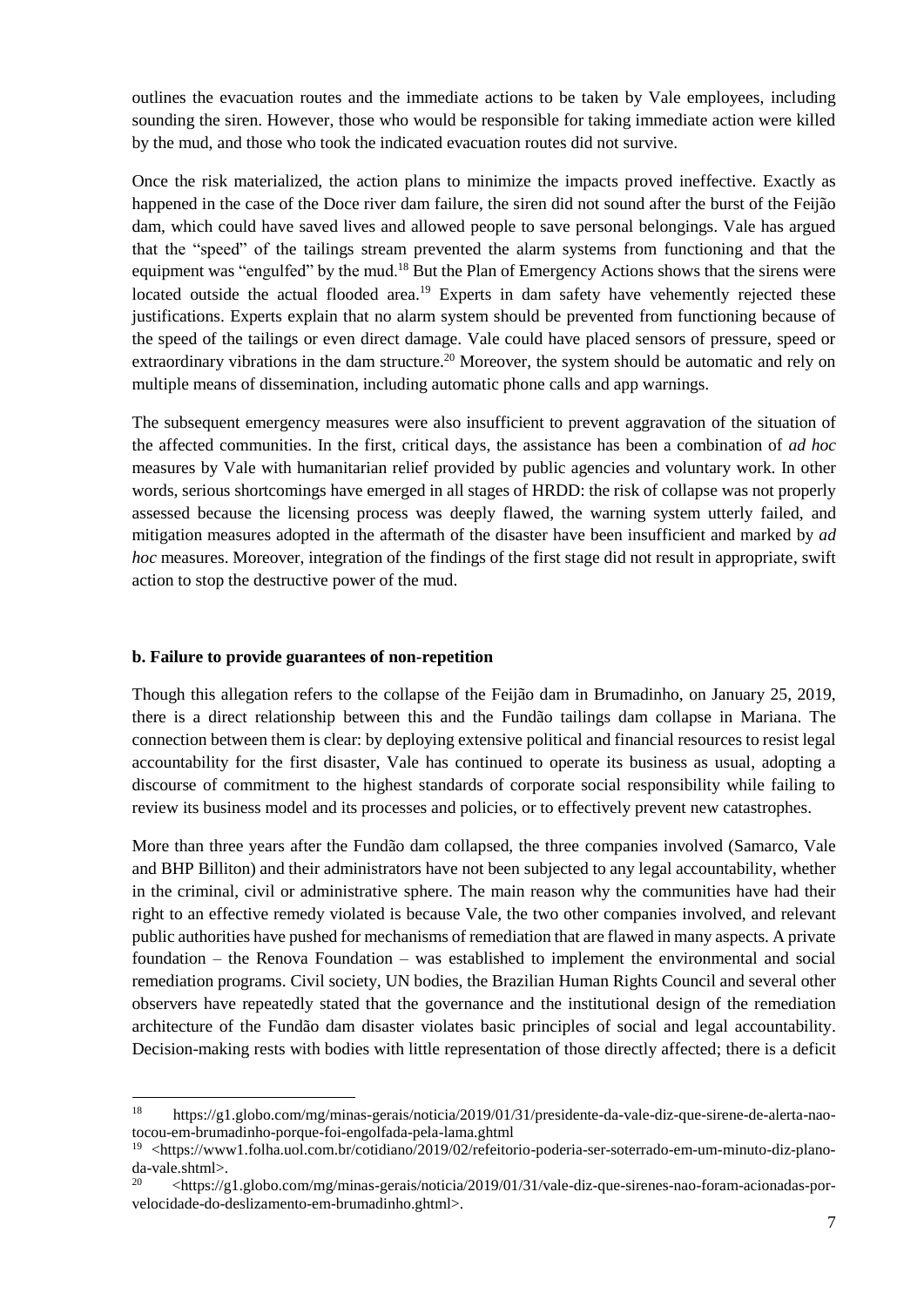outlines the evacuation routes and the immediate actions to be taken by Vale employees, including sounding the siren. However, those who would be responsible for taking immediate action were killed by the mud, and those who took the indicated evacuation routes did not survive.

Once the risk materialized, the action plans to minimize the impacts proved ineffective. Exactly as happened in the case of the Doce river dam failure, the siren did not sound after the burst of the Feijão dam, which could have saved lives and allowed people to save personal belongings. Vale has argued that the "speed" of the tailings stream prevented the alarm systems from functioning and that the equipment was "engulfed" by the mud.[18] But the Plan of Emergency Actions shows that the sirens were located outside the actual flooded area.[19] Experts in dam safety have vehemently rejected these justifications. Experts explain that no alarm system should be prevented from functioning because of the speed of the tailings or even direct damage. Vale could have placed sensors of pressure, speed or extraordinary vibrations in the dam structure.[20] Moreover, the system should be automatic and rely on multiple means of dissemination, including automatic phone calls and app warnings.

The subsequent emergency measures were also insufficient to prevent aggravation of the situation of the affected communities. In the first, critical days, the assistance has been a combination of *ad hoc* measures by Vale with humanitarian relief provided by public agencies and voluntary work. In other words, serious shortcomings have emerged in all stages of HRDD: the risk of collapse was not properly assessed because the licensing process was deeply flawed, the warning system utterly failed, and mitigation measures adopted in the aftermath of the disaster have been insufficient and marked by *ad hoc* measures. Moreover, integration of the findings of the first stage did not result in appropriate, swift action to stop the destructive power of the mud.

**b. Failure to provide guarantees of non-repetition**

Though this allegation refers to the collapse of the Feijão dam in Brumadinho, on January 25, 2019, there is a direct relationship between this and the Fundão tailings dam collapse in Mariana. The connection between them is clear: by deploying extensive political and financial resources to resist legal accountability for the first disaster, Vale has continued to operate its business as usual, adopting a discourse of commitment to the highest standards of corporate social responsibility while failing to review its business model and its processes and policies, or to effectively prevent new catastrophes.

More than three years after the Fundão dam collapsed, the three companies involved (Samarco, Vale and BHP Billiton) and their administrators have not been subjected to any legal accountability, whether in the criminal, civil or administrative sphere. The main reason why the communities have had their right to an effective remedy violated is because Vale, the two other companies involved, and relevant public authorities have pushed for mechanisms of remediation that are flawed in many aspects. A private foundation – the Renova Foundation – was established to implement the environmental and social remediation programs. Civil society, UN bodies, the Brazilian Human Rights Council and several other observers have repeatedly stated that the governance and the institutional design of the remediation architecture of the Fundão dam disaster violates basic principles of social and legal accountability. Decision-making rests with bodies with little representation of those directly affected; there is a deficit

---

[18] https://g1.globo.com/mg/minas-gerais/noticia/2019/01/31/presidente-da-vale-diz-que-sirene-de-alerta-nao-tocou-em-brumadinho-porque-foi-engolfada-pela-lama.ghtml

[19] <https://www1.folha.uol.com.br/cotidiano/2019/02/refeitorio-poderia-ser-soterrado-em-um-minuto-diz-plano-da-vale.shtml>.

[20] <https://g1.globo.com/mg/minas-gerais/noticia/2019/01/31/vale-diz-que-sirenes-nao-foram-acionadas-por-velocidade-do-deslizamento-em-brumadinho.ghtml>.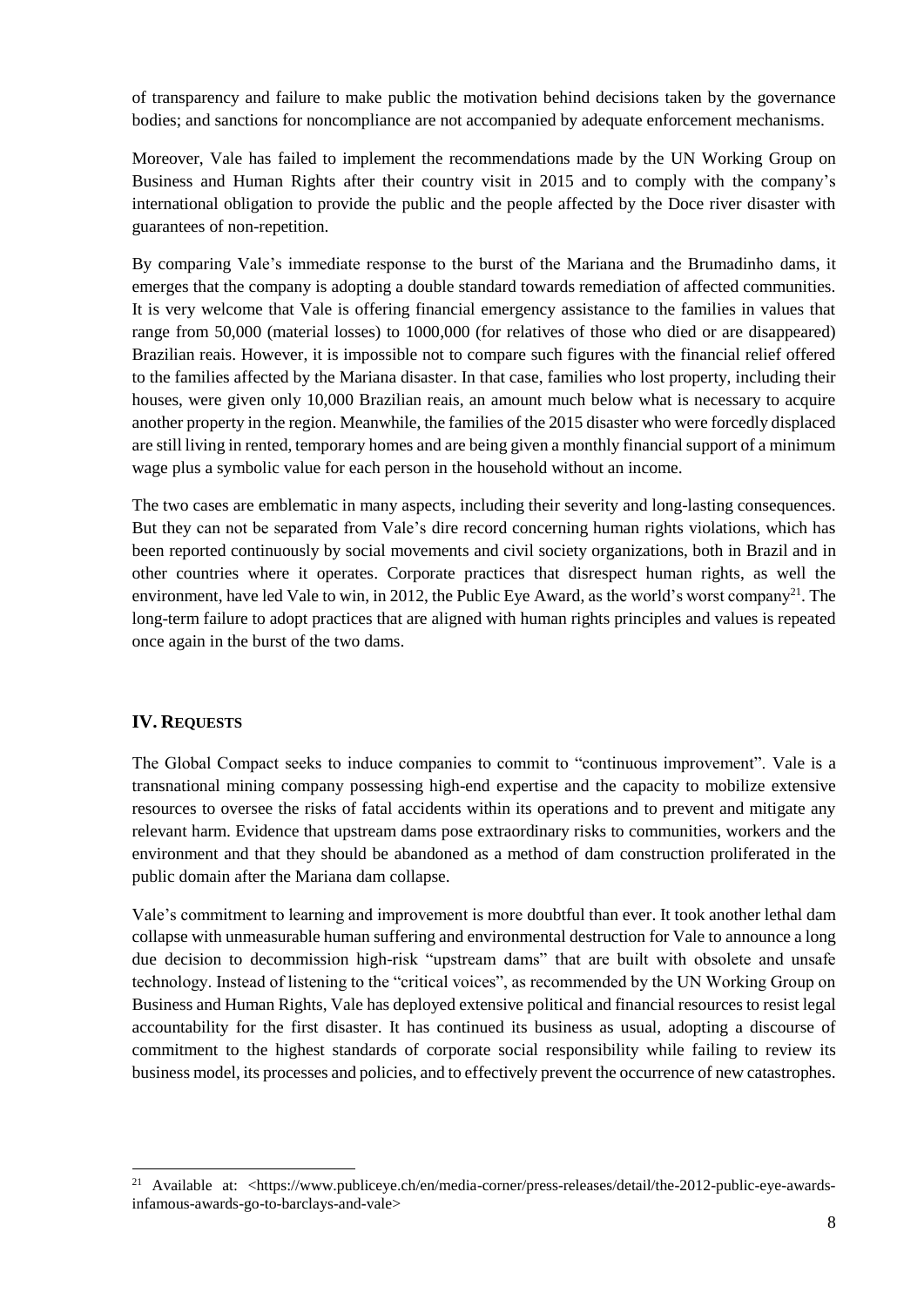of transparency and failure to make public the motivation behind decisions taken by the governance bodies; and sanctions for noncompliance are not accompanied by adequate enforcement mechanisms.

Moreover, Vale has failed to implement the recommendations made by the UN Working Group on Business and Human Rights after their country visit in 2015 and to comply with the company's international obligation to provide the public and the people affected by the Doce river disaster with guarantees of non-repetition.

By comparing Vale's immediate response to the burst of the Mariana and the Brumadinho dams, it emerges that the company is adopting a double standard towards remediation of affected communities. It is very welcome that Vale is offering financial emergency assistance to the families in values that range from 50,000 (material losses) to 1000,000 (for relatives of those who died or are disappeared) Brazilian reais. However, it is impossible not to compare such figures with the financial relief offered to the families affected by the Mariana disaster. In that case, families who lost property, including their houses, were given only 10,000 Brazilian reais, an amount much below what is necessary to acquire another property in the region. Meanwhile, the families of the 2015 disaster who were forcedly displaced are still living in rented, temporary homes and are being given a monthly financial support of a minimum wage plus a symbolic value for each person in the household without an income.

The two cases are emblematic in many aspects, including their severity and long-lasting consequences. But they can not be separated from Vale's dire record concerning human rights violations, which has been reported continuously by social movements and civil society organizations, both in Brazil and in other countries where it operates. Corporate practices that disrespect human rights, as well the environment, have led Vale to win, in 2012, the Public Eye Award, as the world's worst company[21]. The long-term failure to adopt practices that are aligned with human rights principles and values is repeated once again in the burst of the two dams.

## IV. Requests

The Global Compact seeks to induce companies to commit to "continuous improvement". Vale is a transnational mining company possessing high-end expertise and the capacity to mobilize extensive resources to oversee the risks of fatal accidents within its operations and to prevent and mitigate any relevant harm. Evidence that upstream dams pose extraordinary risks to communities, workers and the environment and that they should be abandoned as a method of dam construction proliferated in the public domain after the Mariana dam collapse.

Vale's commitment to learning and improvement is more doubtful than ever. It took another lethal dam collapse with unmeasurable human suffering and environmental destruction for Vale to announce a long due decision to decommission high-risk "upstream dams" that are built with obsolete and unsafe technology. Instead of listening to the "critical voices", as recommended by the UN Working Group on Business and Human Rights, Vale has deployed extensive political and financial resources to resist legal accountability for the first disaster. It has continued its business as usual, adopting a discourse of commitment to the highest standards of corporate social responsibility while failing to review its business model, its processes and policies, and to effectively prevent the occurrence of new catastrophes.

[21] Available at: <https://www.publiceye.ch/en/media-corner/press-releases/detail/the-2012-public-eye-awards-infamous-awards-go-to-barclays-and-vale>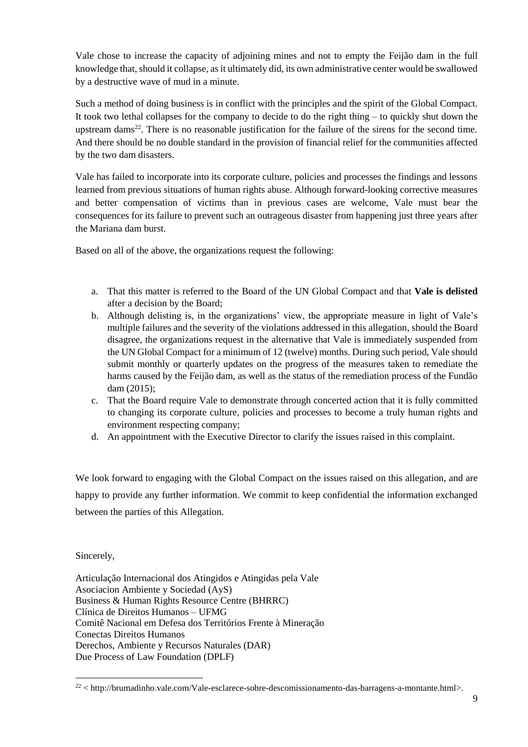Vale chose to increase the capacity of adjoining mines and not to empty the Feijão dam in the full knowledge that, should it collapse, as it ultimately did, its own administrative center would be swallowed by a destructive wave of mud in a minute.

Such a method of doing business is in conflict with the principles and the spirit of the Global Compact. It took two lethal collapses for the company to decide to do the right thing – to quickly shut down the upstream dams[22]. There is no reasonable justification for the failure of the sirens for the second time. And there should be no double standard in the provision of financial relief for the communities affected by the two dam disasters.

Vale has failed to incorporate into its corporate culture, policies and processes the findings and lessons learned from previous situations of human rights abuse. Although forward-looking corrective measures and better compensation of victims than in previous cases are welcome, Vale must bear the consequences for its failure to prevent such an outrageous disaster from happening just three years after the Mariana dam burst.

Based on all of the above, the organizations request the following:

a. That this matter is referred to the Board of the UN Global Compact and that **Vale is delisted** after a decision by the Board;
b. Although delisting is, in the organizations' view, the appropriate measure in light of Vale's multiple failures and the severity of the violations addressed in this allegation, should the Board disagree, the organizations request in the alternative that Vale is immediately suspended from the UN Global Compact for a minimum of 12 (twelve) months. During such period, Vale should submit monthly or quarterly updates on the progress of the measures taken to remediate the harms caused by the Feijão dam, as well as the status of the remediation process of the Fundão dam (2015);
c. That the Board require Vale to demonstrate through concerted action that it is fully committed to changing its corporate culture, policies and processes to become a truly human rights and environment respecting company;
d. An appointment with the Executive Director to clarify the issues raised in this complaint.

We look forward to engaging with the Global Compact on the issues raised on this allegation, and are happy to provide any further information. We commit to keep confidential the information exchanged between the parties of this Allegation.

Sincerely,

Articulação Internacional dos Atingidos e Atingidas pela Vale
Asociacion Ambiente y Sociedad (AyS)
Business & Human Rights Resource Centre (BHRRC)
Clínica de Direitos Humanos – UFMG
Comitê Nacional em Defesa dos Territórios Frente à Mineração
Conectas Direitos Humanos
Derechos, Ambiente y Recursos Naturales (DAR)
Due Process of Law Foundation (DPLF)

[22] < http://brumadinho.vale.com/Vale-esclarece-sobre-descomissionamento-das-barragens-a-montante.html>.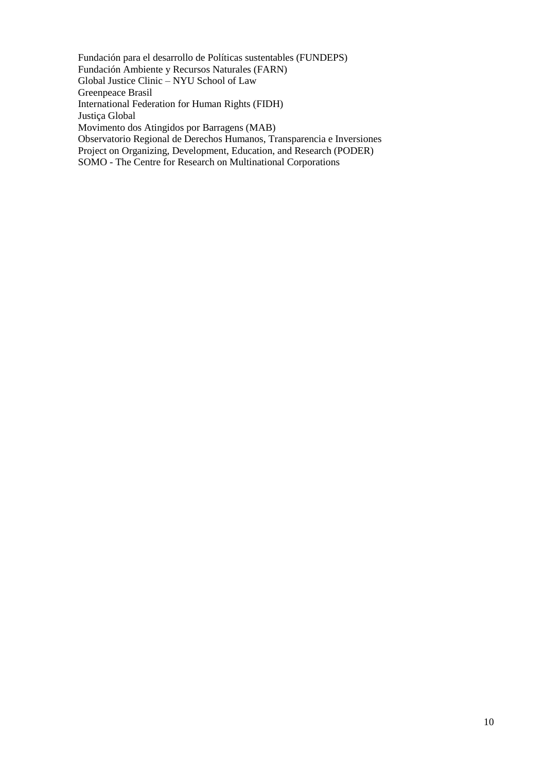Fundación para el desarrollo de Políticas sustentables (FUNDEPS)
Fundación Ambiente y Recursos Naturales (FARN)
Global Justice Clinic – NYU School of Law
Greenpeace Brasil
International Federation for Human Rights (FIDH)
Justiça Global
Movimento dos Atingidos por Barragens (MAB)
Observatorio Regional de Derechos Humanos, Transparencia e Inversiones
Project on Organizing, Development, Education, and Research (PODER)
SOMO - The Centre for Research on Multinational Corporations